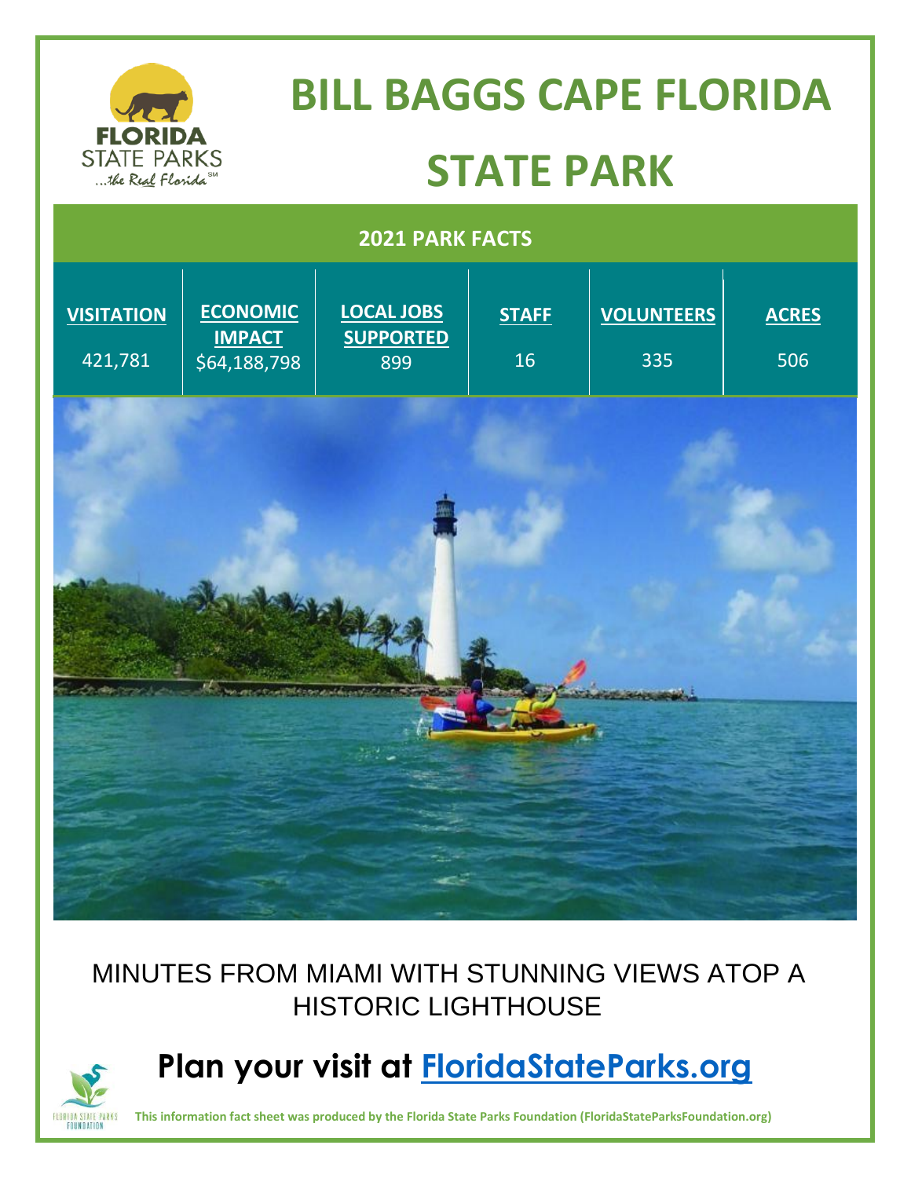# BILL BAGGS CAPE FLORIDA STATE PARK

## 2021 PARK FACTS

| VISITATION | ECONOMIC IMPACT | LOCAL JOBS SUPPORTED | STAFF | VOLUNTEERS | ACRES |
|---|---|---|---|---|---|
| 421,781 | $64,188,798 | 899 | 16 | 335 | 506 |

MINUTES FROM MIAMI WITH STUNNING VIEWS ATOP A HISTORIC LIGHTHOUSE

## Plan your visit at [FloridaStateParks.org](https://FloridaStateParks.org)

**This information fact sheet was produced by the Florida State Parks Foundation (FloridaStateParksFoundation.org)**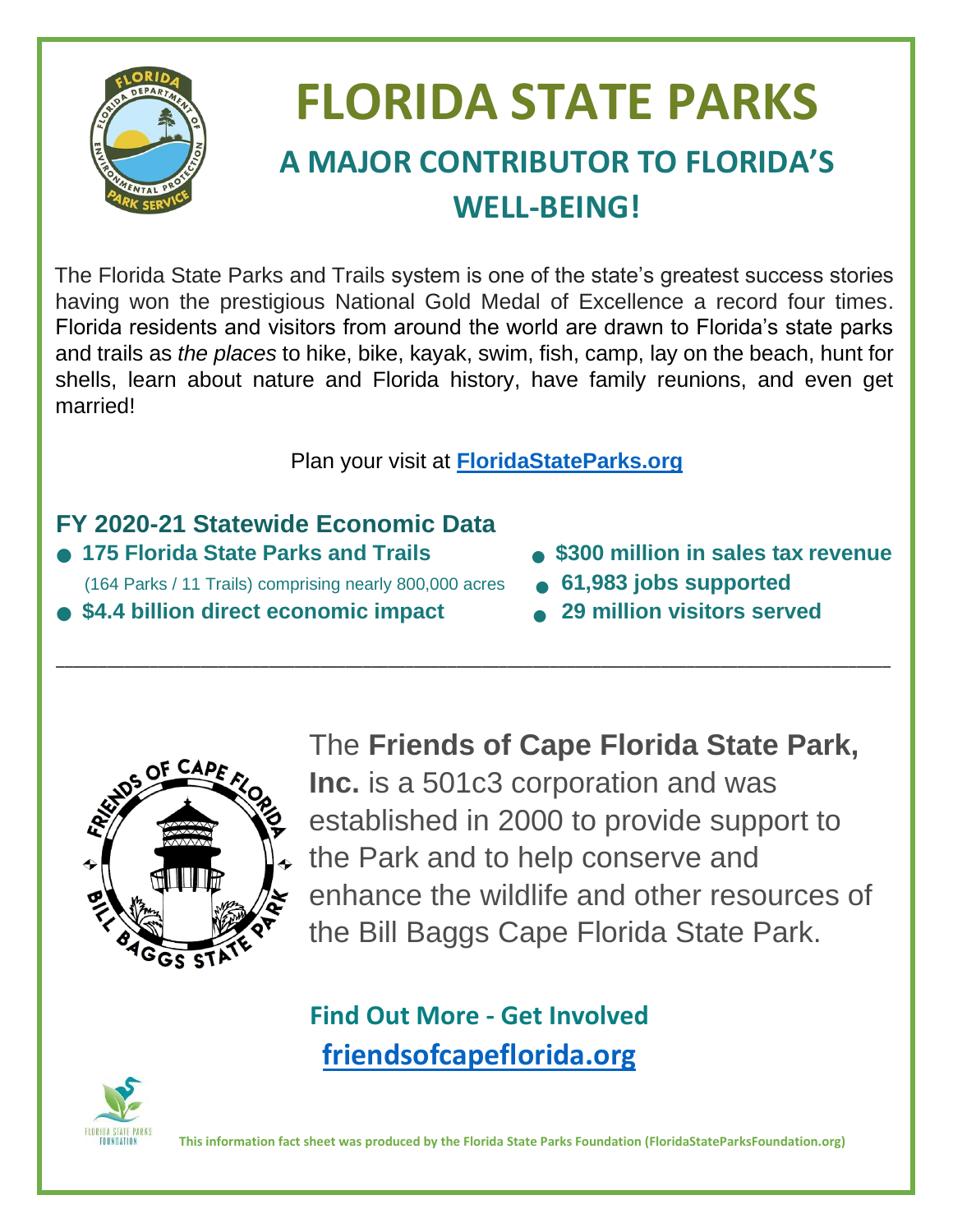# FLORIDA STATE PARKS

## A MAJOR CONTRIBUTOR TO FLORIDA'S WELL-BEING!

The Florida State Parks and Trails system is one of the state's greatest success stories having won the prestigious National Gold Medal of Excellence a record four times. Florida residents and visitors from around the world are drawn to Florida's state parks and trails as *the places* to hike, bike, kayak, swim, fish, camp, lay on the beach, hunt for shells, learn about nature and Florida history, have family reunions, and even get married!

Plan your visit at **FloridaStateParks.org**

### FY 2020-21 Statewide Economic Data

- **175 Florida State Parks and Trails**
  (164 Parks / 11 Trails) comprising nearly 800,000 acres
- **$4.4 billion direct economic impact**
- **$300 million in sales tax revenue**
- **61,983 jobs supported**
- **29 million visitors served**

---

The **Friends of Cape Florida State Park, Inc.** is a 501c3 corporation and was established in 2000 to provide support to the Park and to help conserve and enhance the wildlife and other resources of the Bill Baggs Cape Florida State Park.

**Find Out More - Get Involved**

**friendsofcapeflorida.org**

**This information fact sheet was produced by the Florida State Parks Foundation (FloridaStateParksFoundation.org)**